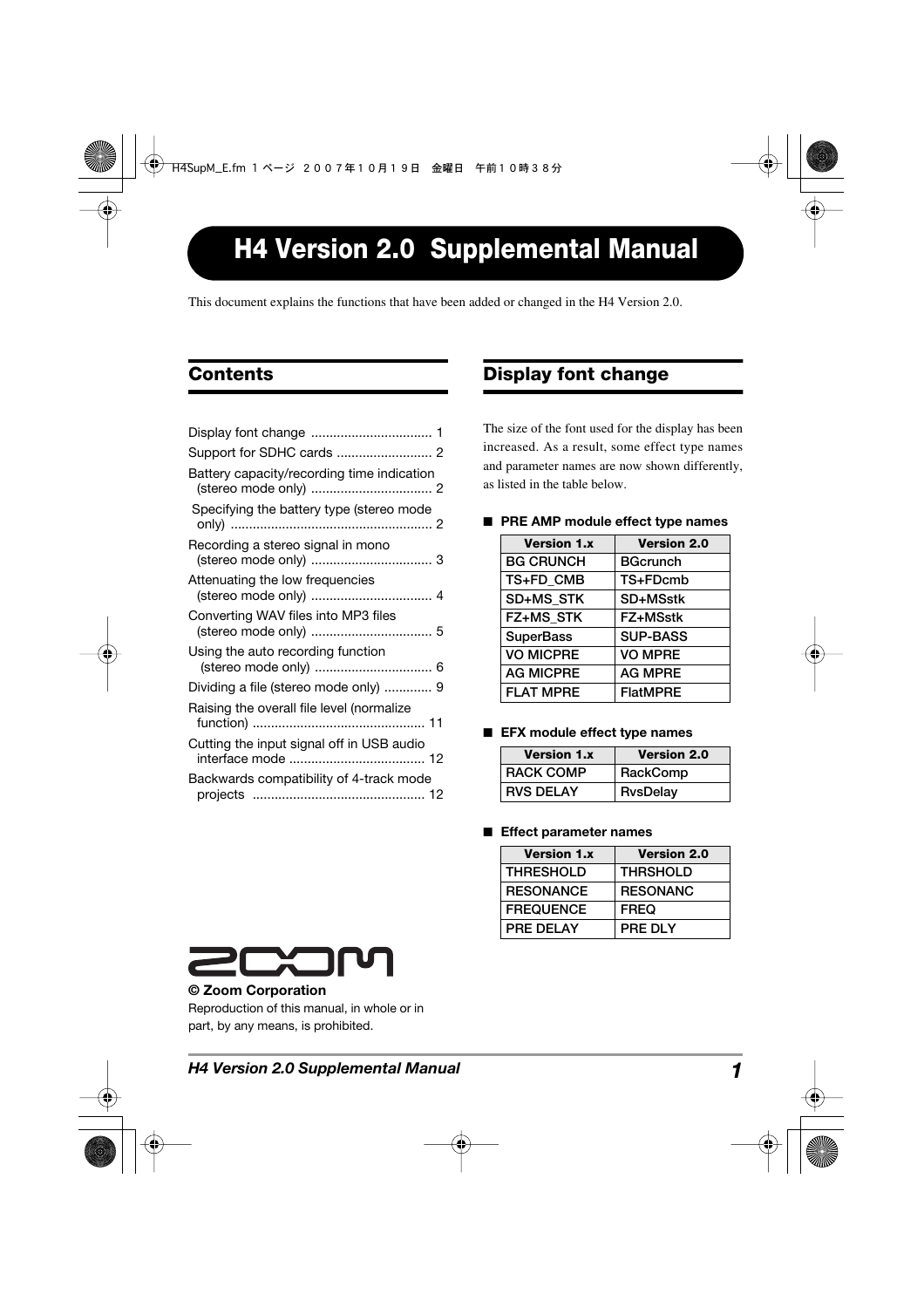# H4 Version 2.0 Supplemental Manual

This document explains the functions that have been added or changed in the H4 Version 2.0.

## Contents

- Display font change ................................. 1
- Support for SDHC cards .......................... 2
- Battery capacity/recording time indication (stereo mode only) ................................. 2
- Specifying the battery type (stereo mode only) ...................................................... 2
- Recording a stereo signal in mono (stereo mode only) ................................. 3
- Attenuating the low frequencies (stereo mode only) ................................. 4
- Converting WAV files into MP3 files (stereo mode only) ................................. 5
- Using the auto recording function (stereo mode only) ................................ 6
- Dividing a file (stereo mode only) ............. 9
- Raising the overall file level (normalize function) .............................................. 11
- Cutting the input signal off in USB audio interface mode .................................... 12
- Backwards compatibility of 4-track mode projects .............................................. 12

**© Zoom Corporation**

Reproduction of this manual, in whole or in part, by any means, is prohibited.

## Display font change

The size of the font used for the display has been increased. As a result, some effect type names and parameter names are now shown differently, as listed in the table below.

### ■ PRE AMP module effect type names

| Version 1.x | Version 2.0 |
|---|---|
| BG CRUNCH | BGcrunch |
| TS+FD_CMB | TS+FDcmb |
| SD+MS_STK | SD+MSstk |
| FZ+MS_STK | FZ+MSstk |
| SuperBass | SUP-BASS |
| VO MICPRE | VO MPRE |
| AG MICPRE | AG MPRE |
| FLAT MPRE | FlatMPRE |

### ■ EFX module effect type names

| Version 1.x | Version 2.0 |
|---|---|
| RACK COMP | RackComp |
| RVS DELAY | RvsDelay |

### ■ Effect parameter names

| Version 1.x | Version 2.0 |
|---|---|
| THRESHOLD | THRSHOLD |
| RESONANCE | RESONANC |
| FREQUENCE | FREQ |
| PRE DELAY | PRE DLY |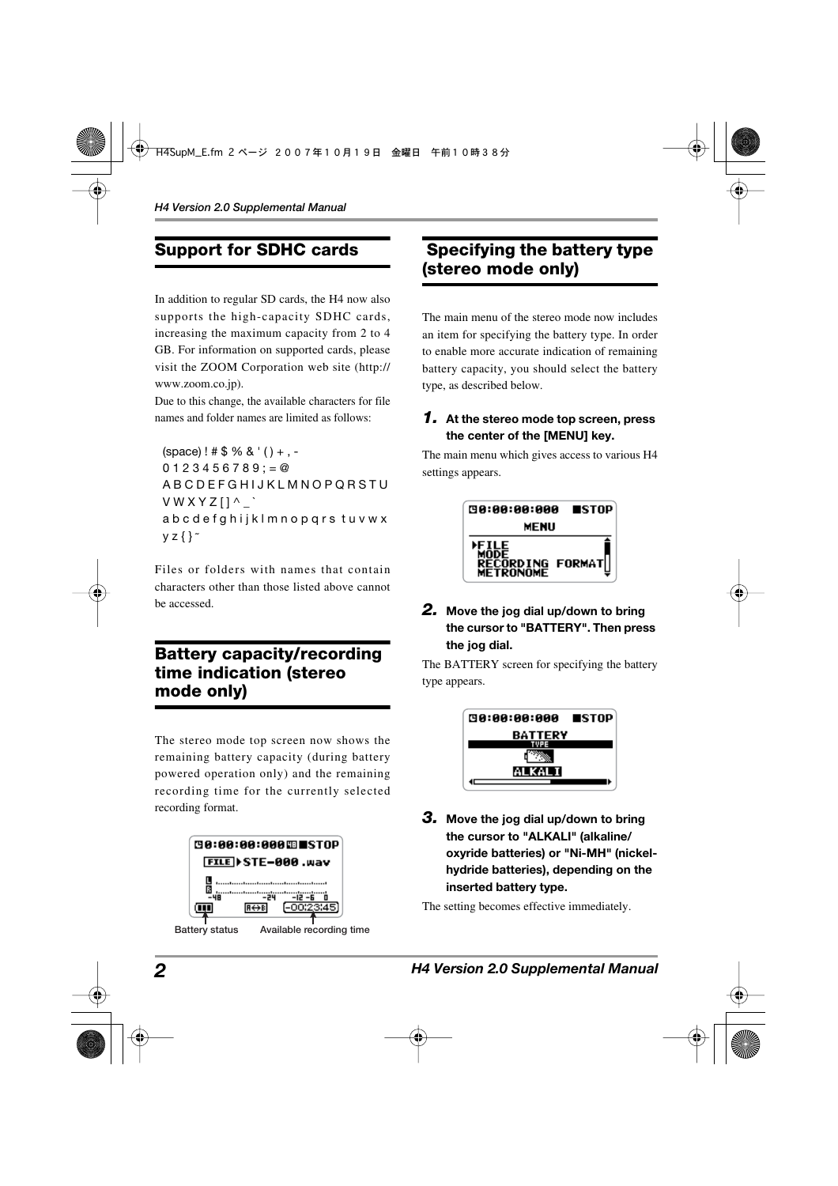## Support for SDHC cards

In addition to regular SD cards, the H4 now also supports the high-capacity SDHC cards, increasing the maximum capacity from 2 to 4 GB. For information on supported cards, please visit the ZOOM Corporation web site (http://www.zoom.co.jp).

Due to this change, the available characters for file names and folder names are limited as follows:

(space) ! # $ % & ' ( ) + , -
0 1 2 3 4 5 6 7 8 9 ; = @
A B C D E F G H I J K L M N O P Q R S T U V W X Y Z [ ] ^ _ `
a b c d e f g h i j k l m n o p q r s t u v w x y z { } ~

Files or folders with names that contain characters other than those listed above cannot be accessed.

## Battery capacity/recording time indication (stereo mode only)

The stereo mode top screen now shows the remaining battery capacity (during battery powered operation only) and the remaining recording time for the currently selected recording format.

Battery status     Available recording time

## Specifying the battery type (stereo mode only)

The main menu of the stereo mode now includes an item for specifying the battery type. In order to enable more accurate indication of remaining battery capacity, you should select the battery type, as described below.

**1. At the stereo mode top screen, press the center of the [MENU] key.**

The main menu which gives access to various H4 settings appears.

**2. Move the jog dial up/down to bring the cursor to "BATTERY". Then press the jog dial.**

The BATTERY screen for specifying the battery type appears.

**3. Move the jog dial up/down to bring the cursor to "ALKALI" (alkaline/oxyride batteries) or "Ni-MH" (nickel-hydride batteries), depending on the inserted battery type.**

The setting becomes effective immediately.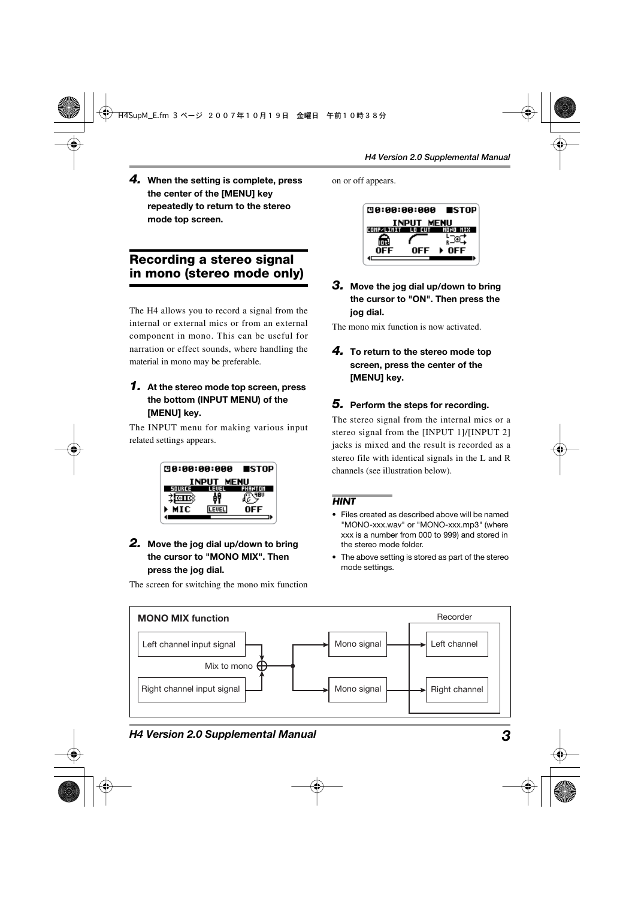**4.** **When the setting is complete, press the center of the [MENU] key repeatedly to return to the stereo mode top screen.**

## Recording a stereo signal in mono (stereo mode only)

The H4 allows you to record a signal from the internal or external mics or from an external component in mono. This can be useful for narration or effect sounds, where handling the material in mono may be preferable.

**1.** **At the stereo mode top screen, press the bottom (INPUT MENU) of the [MENU] key.**

The INPUT menu for making various input related settings appears.

**2.** **Move the jog dial up/down to bring the cursor to "MONO MIX". Then press the jog dial.**

The screen for switching the mono mix function on or off appears.

**3.** **Move the jog dial up/down to bring the cursor to "ON". Then press the jog dial.**

The mono mix function is now activated.

**4.** **To return to the stereo mode top screen, press the center of the [MENU] key.**

**5.** **Perform the steps for recording.**

The stereo signal from the internal mics or a stereo signal from the [INPUT 1]/[INPUT 2] jacks is mixed and the result is recorded as a stereo file with identical signals in the L and R channels (see illustration below).

***HINT***

- Files created as described above will be named "MONO-xxx.wav" or "MONO-xxx.mp3" (where xxx is a number from 000 to 999) and stored in the stereo mode folder.
- The above setting is stored as part of the stereo mode settings.

**MONO MIX function**

Left channel input signal / Right channel input signal → Mix to mono → Mono signal → Recorder: Left channel / Right channel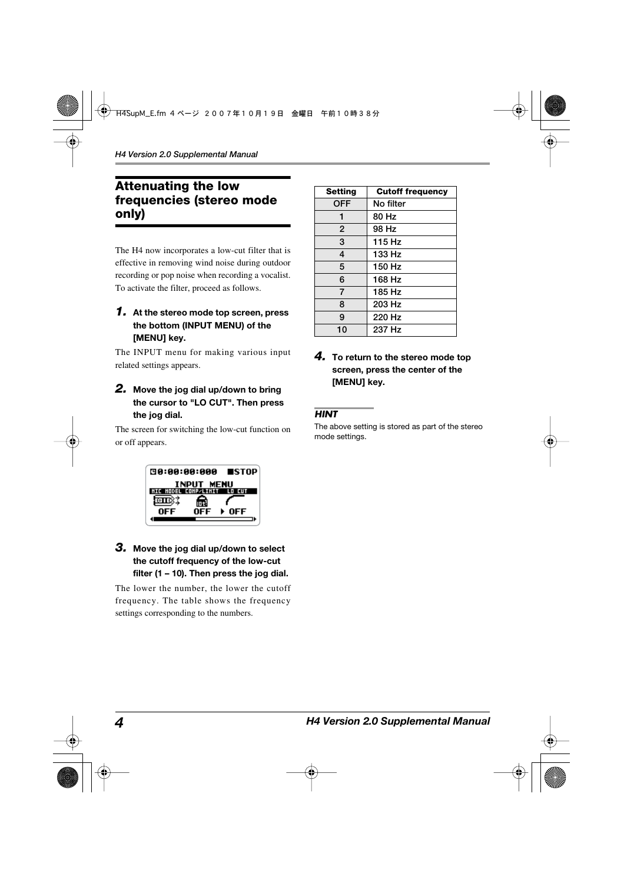## Attenuating the low frequencies (stereo mode only)

The H4 now incorporates a low-cut filter that is effective in removing wind noise during outdoor recording or pop noise when recording a vocalist. To activate the filter, proceed as follows.

**1. At the stereo mode top screen, press the bottom (INPUT MENU) of the [MENU] key.**

The INPUT menu for making various input related settings appears.

**2. Move the jog dial up/down to bring the cursor to "LO CUT". Then press the jog dial.**

The screen for switching the low-cut function on or off appears.

```
0:00:00:000  ■STOP
    INPUT MENU
MIC MODEL  COMP/LIMIT  LO CUT
  OFF        OFF      ▶ OFF
```

**3. Move the jog dial up/down to select the cutoff frequency of the low-cut filter (1 – 10). Then press the jog dial.**

The lower the number, the lower the cutoff frequency. The table shows the frequency settings corresponding to the numbers.

| Setting | Cutoff frequency |
|---|---|
| OFF | No filter |
| 1 | 80 Hz |
| 2 | 98 Hz |
| 3 | 115 Hz |
| 4 | 133 Hz |
| 5 | 150 Hz |
| 6 | 168 Hz |
| 7 | 185 Hz |
| 8 | 203 Hz |
| 9 | 220 Hz |
| 10 | 237 Hz |

**4. To return to the stereo mode top screen, press the center of the [MENU] key.**

***HINT***

The above setting is stored as part of the stereo mode settings.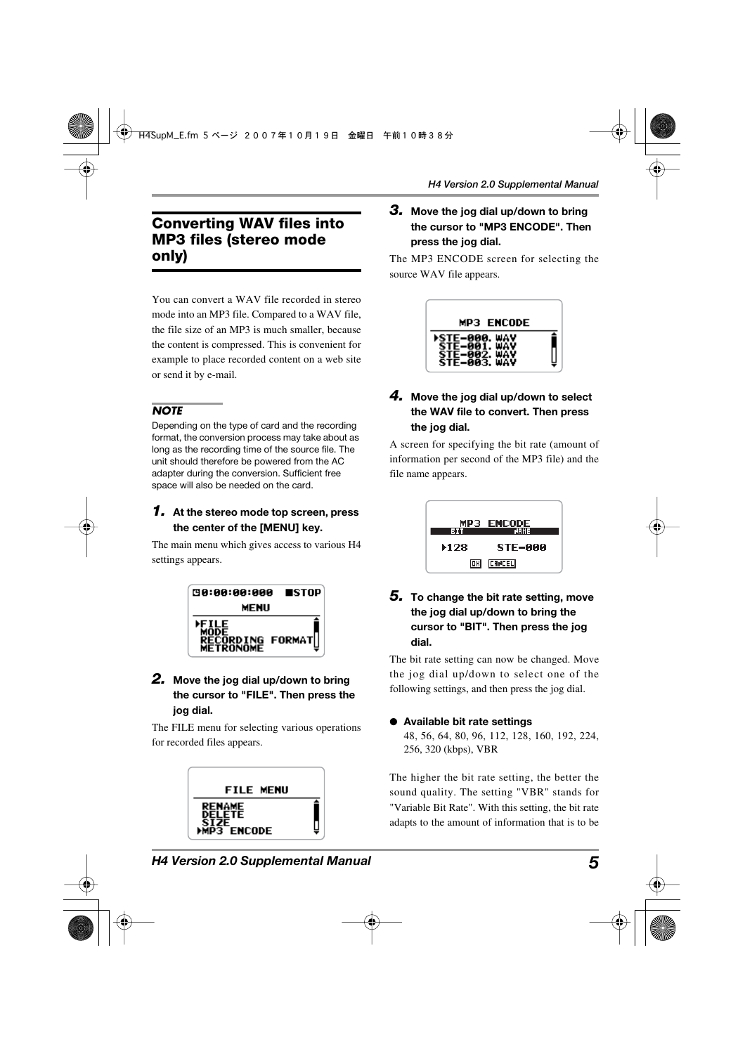## Converting WAV files into MP3 files (stereo mode only)

You can convert a WAV file recorded in stereo mode into an MP3 file. Compared to a WAV file, the file size of an MP3 is much smaller, because the content is compressed. This is convenient for example to place recorded content on a web site or send it by e-mail.

***NOTE***

Depending on the type of card and the recording format, the conversion process may take about as long as the recording time of the source file. The unit should therefore be powered from the AC adapter during the conversion. Sufficient free space will also be needed on the card.

**1. At the stereo mode top screen, press the center of the [MENU] key.**

The main menu which gives access to various H4 settings appears.

**2. Move the jog dial up/down to bring the cursor to "FILE". Then press the jog dial.**

The FILE menu for selecting various operations for recorded files appears.

**3. Move the jog dial up/down to bring the cursor to "MP3 ENCODE". Then press the jog dial.**

The MP3 ENCODE screen for selecting the source WAV file appears.

**4. Move the jog dial up/down to select the WAV file to convert. Then press the jog dial.**

A screen for specifying the bit rate (amount of information per second of the MP3 file) and the file name appears.

**5. To change the bit rate setting, move the jog dial up/down to bring the cursor to "BIT". Then press the jog dial.**

The bit rate setting can now be changed. Move the jog dial up/down to select one of the following settings, and then press the jog dial.

- **Available bit rate settings**
  48, 56, 64, 80, 96, 112, 128, 160, 192, 224, 256, 320 (kbps), VBR

The higher the bit rate setting, the better the sound quality. The setting "VBR" stands for "Variable Bit Rate". With this setting, the bit rate adapts to the amount of information that is to be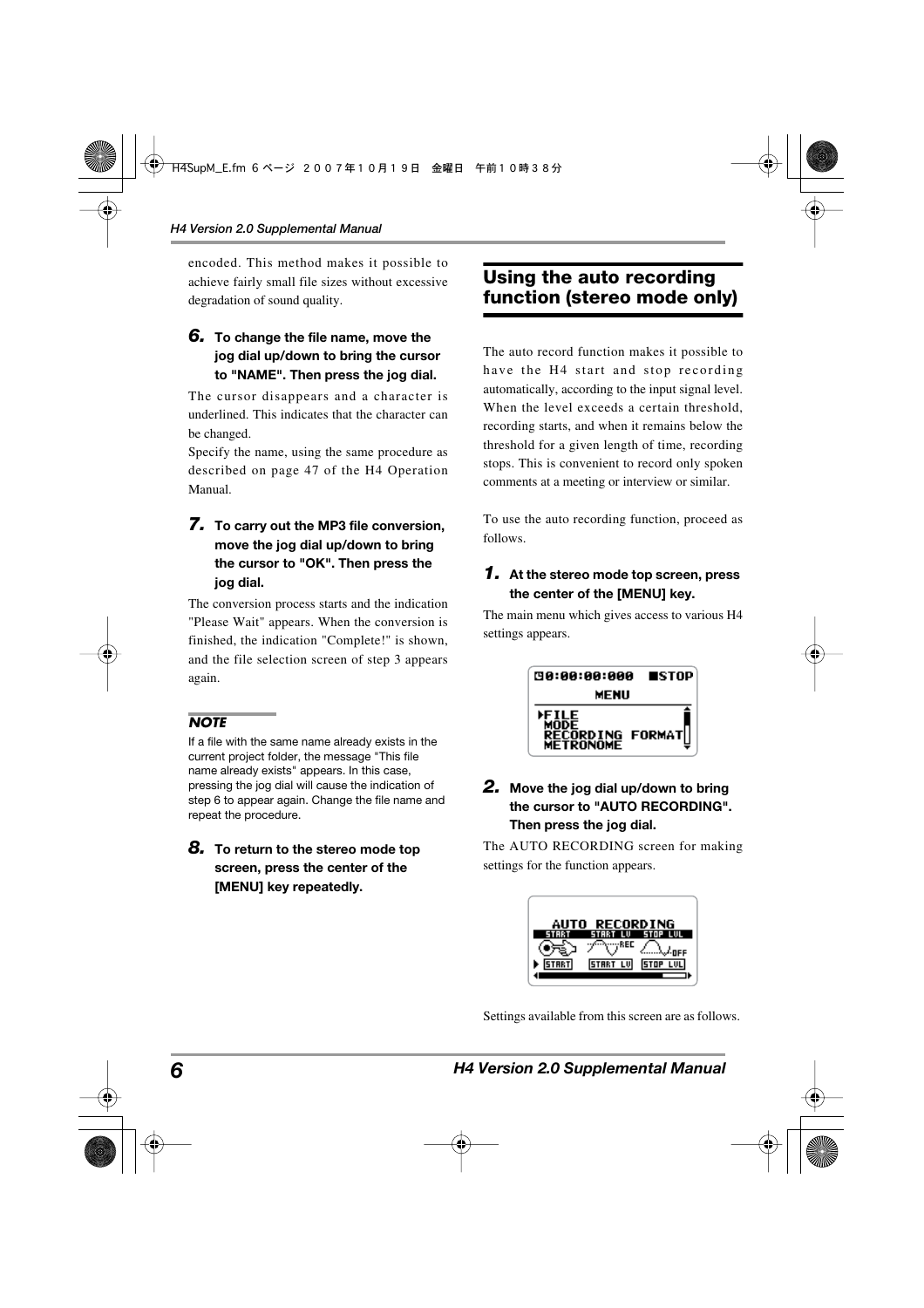encoded. This method makes it possible to achieve fairly small file sizes without excessive degradation of sound quality.

**6. To change the file name, move the jog dial up/down to bring the cursor to "NAME". Then press the jog dial.**

The cursor disappears and a character is underlined. This indicates that the character can be changed.

Specify the name, using the same procedure as described on page 47 of the H4 Operation Manual.

**7. To carry out the MP3 file conversion, move the jog dial up/down to bring the cursor to "OK". Then press the jog dial.**

The conversion process starts and the indication "Please Wait" appears. When the conversion is finished, the indication "Complete!" is shown, and the file selection screen of step 3 appears again.

***NOTE***

If a file with the same name already exists in the current project folder, the message "This file name already exists" appears. In this case, pressing the jog dial will cause the indication of step 6 to appear again. Change the file name and repeat the procedure.

**8. To return to the stereo mode top screen, press the center of the [MENU] key repeatedly.**

## Using the auto recording function (stereo mode only)

The auto record function makes it possible to have the H4 start and stop recording automatically, according to the input signal level. When the level exceeds a certain threshold, recording starts, and when it remains below the threshold for a given length of time, recording stops. This is convenient to record only spoken comments at a meeting or interview or similar.

To use the auto recording function, proceed as follows.

**1. At the stereo mode top screen, press the center of the [MENU] key.**

The main menu which gives access to various H4 settings appears.

**2. Move the jog dial up/down to bring the cursor to "AUTO RECORDING". Then press the jog dial.**

The AUTO RECORDING screen for making settings for the function appears.

Settings available from this screen are as follows.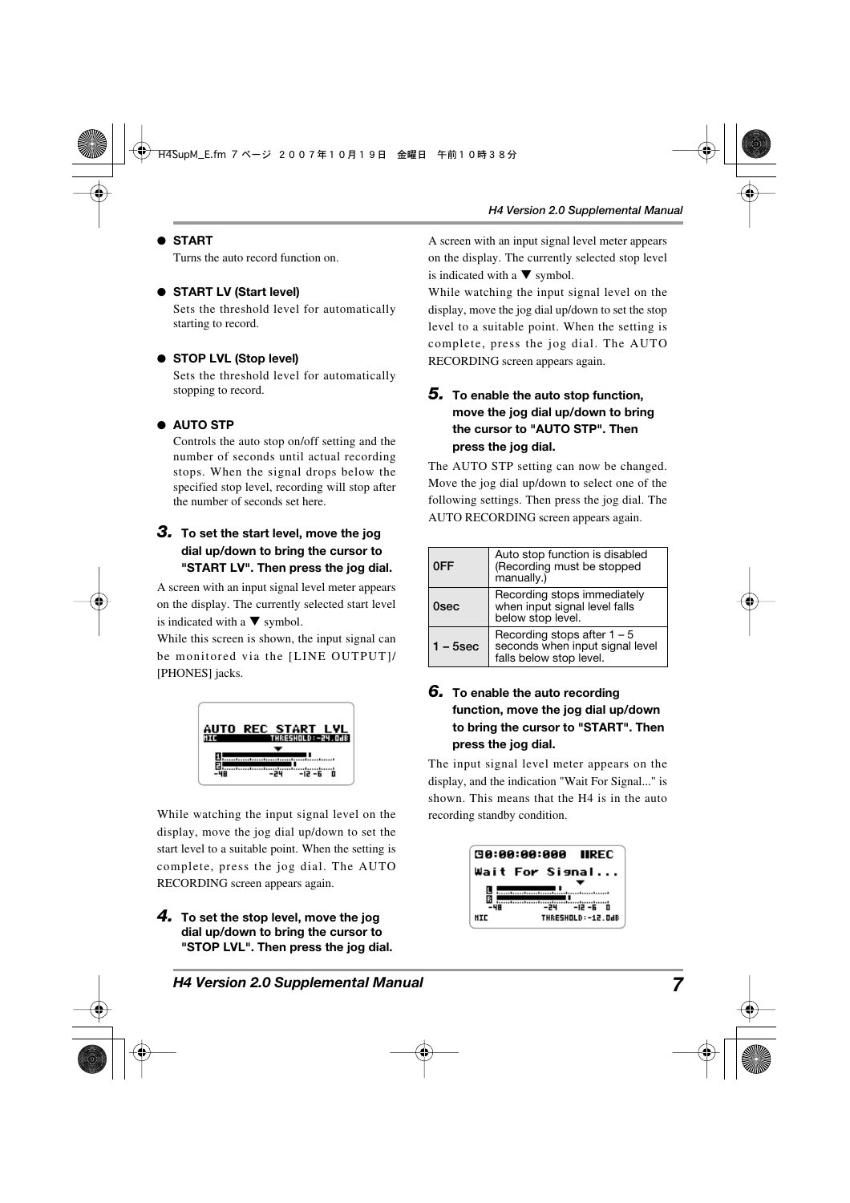● **START**

Turns the auto record function on.

● **START LV (Start level)**

Sets the threshold level for automatically starting to record.

● **STOP LVL (Stop level)**

Sets the threshold level for automatically stopping to record.

● **AUTO STP**

Controls the auto stop on/off setting and the number of seconds until actual recording stops. When the signal drops below the specified stop level, recording will stop after the number of seconds set here.

**3. To set the start level, move the jog dial up/down to bring the cursor to "START LV". Then press the jog dial.**

A screen with an input signal level meter appears on the display. The currently selected start level is indicated with a ▼ symbol.

While this screen is shown, the input signal can be monitored via the [LINE OUTPUT]/[PHONES] jacks.

While watching the input signal level on the display, move the jog dial up/down to set the start level to a suitable point. When the setting is complete, press the jog dial. The AUTO RECORDING screen appears again.

**4. To set the stop level, move the jog dial up/down to bring the cursor to "STOP LVL". Then press the jog dial.**

A screen with an input signal level meter appears on the display. The currently selected stop level is indicated with a ▼ symbol.

While watching the input signal level on the display, move the jog dial up/down to set the stop level to a suitable point. When the setting is complete, press the jog dial. The AUTO RECORDING screen appears again.

**5. To enable the auto stop function, move the jog dial up/down to bring the cursor to "AUTO STP". Then press the jog dial.**

The AUTO STP setting can now be changed. Move the jog dial up/down to select one of the following settings. Then press the jog dial. The AUTO RECORDING screen appears again.

| Setting | Description |
|---|---|
| 0FF | Auto stop function is disabled (Recording must be stopped manually.) |
| 0sec | Recording stops immediately when input signal level falls below stop level. |
| 1 – 5sec | Recording stops after 1 – 5 seconds when input signal level falls below stop level. |

**6. To enable the auto recording function, move the jog dial up/down to bring the cursor to "START". Then press the jog dial.**

The input signal level meter appears on the display, and the indication "Wait For Signal..." is shown. This means that the H4 is in the auto recording standby condition.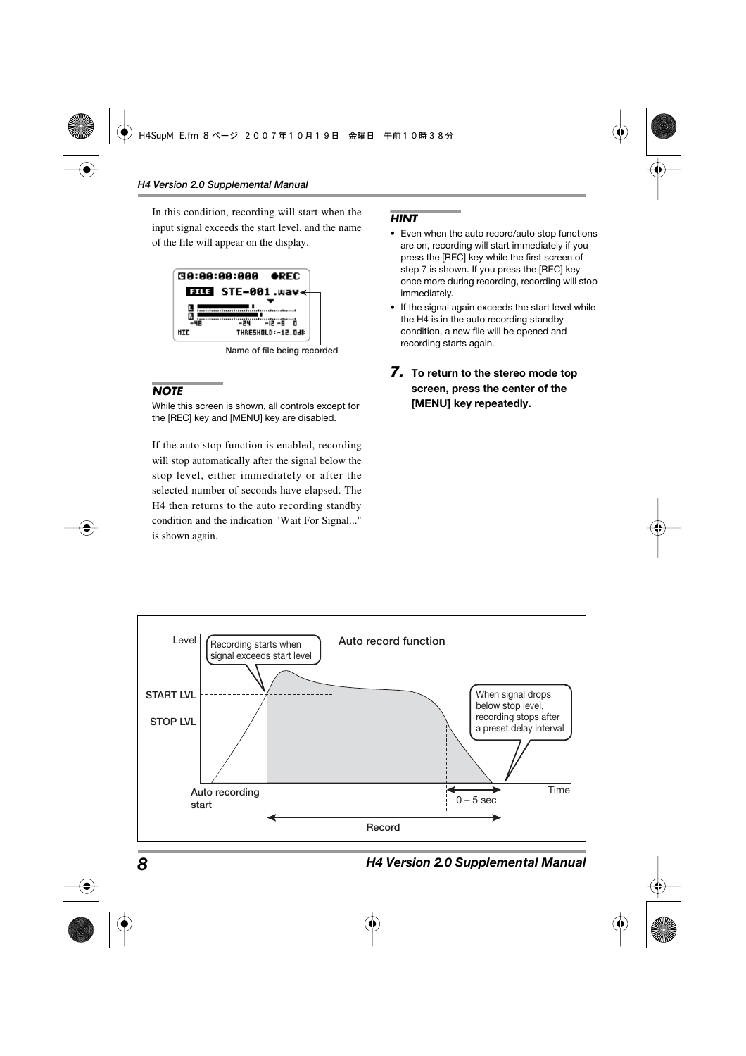In this condition, recording will start when the input signal exceeds the start level, and the name of the file will appear on the display.

Name of file being recorded

### NOTE

While this screen is shown, all controls except for the [REC] key and [MENU] key are disabled.

If the auto stop function is enabled, recording will stop automatically after the signal below the stop level, either immediately or after the selected number of seconds have elapsed. The H4 then returns to the auto recording standby condition and the indication "Wait For Signal..." is shown again.

### HINT

- Even when the auto record/auto stop functions are on, recording will start immediately if you press the [REC] key while the first screen of step 7 is shown. If you press the [REC] key once more during recording, recording will stop immediately.
- If the signal again exceeds the start level while the H4 is in the auto recording standby condition, a new file will be opened and recording starts again.

**7. To return to the stereo mode top screen, press the center of the [MENU] key repeatedly.**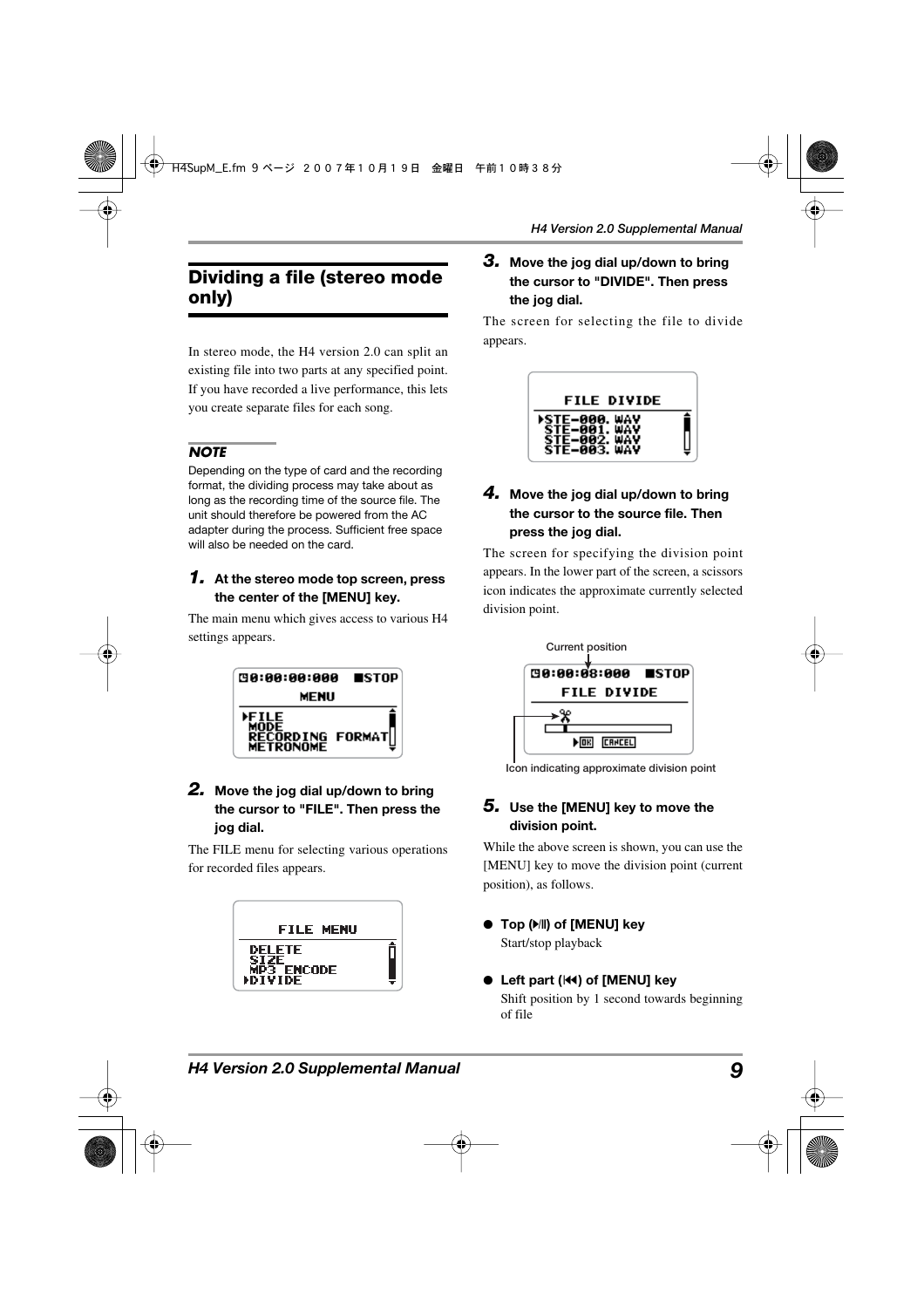## Dividing a file (stereo mode only)

In stereo mode, the H4 version 2.0 can split an existing file into two parts at any specified point. If you have recorded a live performance, this lets you create separate files for each song.

**NOTE**

Depending on the type of card and the recording format, the dividing process may take about as long as the recording time of the source file. The unit should therefore be powered from the AC adapter during the process. Sufficient free space will also be needed on the card.

**1. At the stereo mode top screen, press the center of the [MENU] key.**

The main menu which gives access to various H4 settings appears.

```
00:00:00:000  ■STOP
        MENU
▶FILE
 MODE
 RECORDING FORMAT
 METRONOME
```

**2. Move the jog dial up/down to bring the cursor to "FILE". Then press the jog dial.**

The FILE menu for selecting various operations for recorded files appears.

```
     FILE MENU
 DELETE
 SIZE
 MP3 ENCODE
▶DIVIDE
```

**3. Move the jog dial up/down to bring the cursor to "DIVIDE". Then press the jog dial.**

The screen for selecting the file to divide appears.

```
    FILE DIVIDE
▶STE-000.WAV
 STE-001.WAV
 STE-002.WAV
 STE-003.WAV
```

**4. Move the jog dial up/down to bring the cursor to the source file. Then press the jog dial.**

The screen for specifying the division point appears. In the lower part of the screen, a scissors icon indicates the approximate currently selected division point.

Current position

```
00:00:08:000  ■STOP
    FILE DIVIDE
```

Icon indicating approximate division point

**5. Use the [MENU] key to move the division point.**

While the above screen is shown, you can use the [MENU] key to move the division point (current position), as follows.

- **Top (▶/II) of [MENU] key**
  Start/stop playback

- **Left part (I◀◀) of [MENU] key**
  Shift position by 1 second towards beginning of file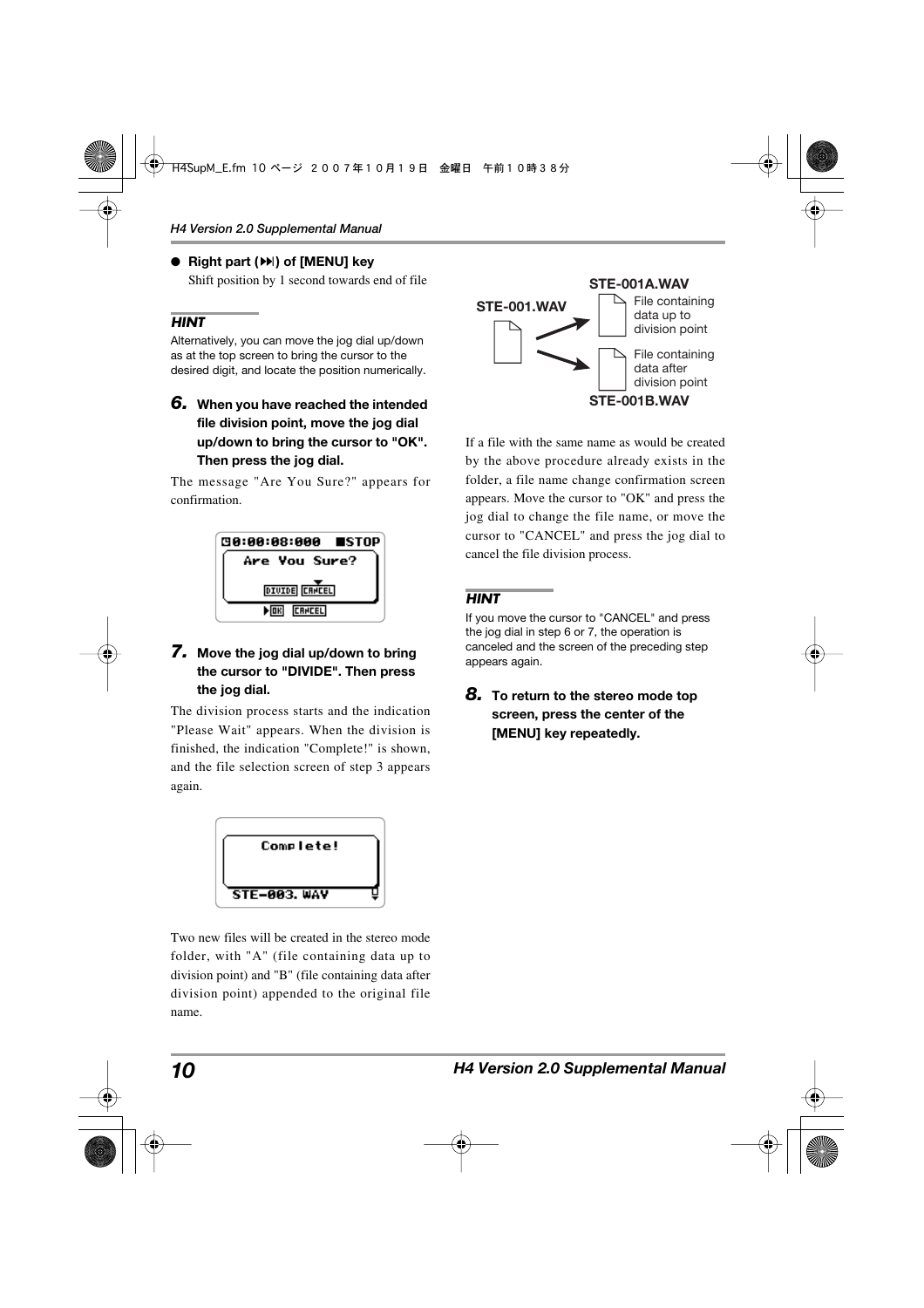● **Right part (⏭) of [MENU] key**

Shift position by 1 second towards end of file

***HINT***

Alternatively, you can move the jog dial up/down as at the top screen to bring the cursor to the desired digit, and locate the position numerically.

***6.*** **When you have reached the intended file division point, move the jog dial up/down to bring the cursor to "OK". Then press the jog dial.**

The message "Are You Sure?" appears for confirmation.

```
0:00:08:000  ■STOP
  Are You Sure?
 DIVIDE  CANCEL
▶OK   CANCEL
```

***7.*** **Move the jog dial up/down to bring the cursor to "DIVIDE". Then press the jog dial.**

The division process starts and the indication "Please Wait" appears. When the division is finished, the indication "Complete!" is shown, and the file selection screen of step 3 appears again.

```
   Complete!

STE-003.WAV
```

Two new files will be created in the stereo mode folder, with "A" (file containing data up to division point) and "B" (file containing data after division point) appended to the original file name.

STE-001.WAV → STE-001A.WAV (File containing data up to division point)
STE-001.WAV → STE-001B.WAV (File containing data after division point)

If a file with the same name as would be created by the above procedure already exists in the folder, a file name change confirmation screen appears. Move the cursor to "OK" and press the jog dial to change the file name, or move the cursor to "CANCEL" and press the jog dial to cancel the file division process.

***HINT***

If you move the cursor to "CANCEL" and press the jog dial in step 6 or 7, the operation is canceled and the screen of the preceding step appears again.

***8.*** **To return to the stereo mode top screen, press the center of the [MENU] key repeatedly.**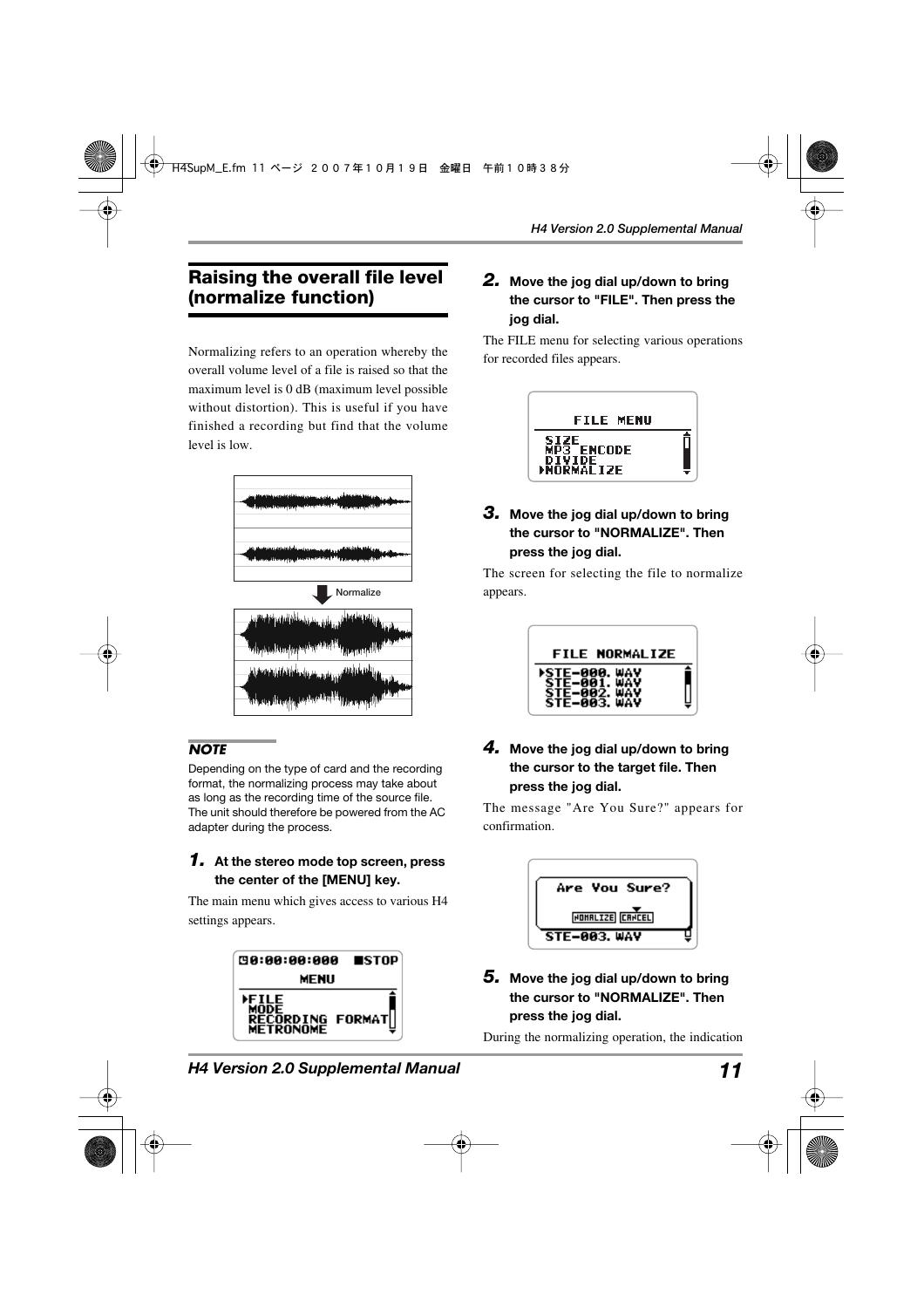## Raising the overall file level (normalize function)

Normalizing refers to an operation whereby the overall volume level of a file is raised so that the maximum level is 0 dB (maximum level possible without distortion). This is useful if you have finished a recording but find that the volume level is low.

Normalize

**NOTE**

Depending on the type of card and the recording format, the normalizing process may take about as long as the recording time of the source file. The unit should therefore be powered from the AC adapter during the process.

***1.*** **At the stereo mode top screen, press the center of the [MENU] key.**

The main menu which gives access to various H4 settings appears.

```
0:00:00:000  ■STOP
      MENU
▶FILE
 MODE
 RECORDING FORMAT
 METRONOME
```

***2.*** **Move the jog dial up/down to bring the cursor to "FILE". Then press the jog dial.**

The FILE menu for selecting various operations for recorded files appears.

```
   FILE MENU
 SIZE
 MP3 ENCODE
 DIVIDE
▶NORMALIZE
```

***3.*** **Move the jog dial up/down to bring the cursor to "NORMALIZE". Then press the jog dial.**

The screen for selecting the file to normalize appears.

```
  FILE NORMALIZE
▶STE-000.WAV
 STE-001.WAV
 STE-002.WAV
 STE-003.WAV
```

***4.*** **Move the jog dial up/down to bring the cursor to the target file. Then press the jog dial.**

The message "Are You Sure?" appears for confirmation.

```
  Are You Sure?
 NORMALIZE  CANCEL
 STE-003.WAV
```

***5.*** **Move the jog dial up/down to bring the cursor to "NORMALIZE". Then press the jog dial.**

During the normalizing operation, the indication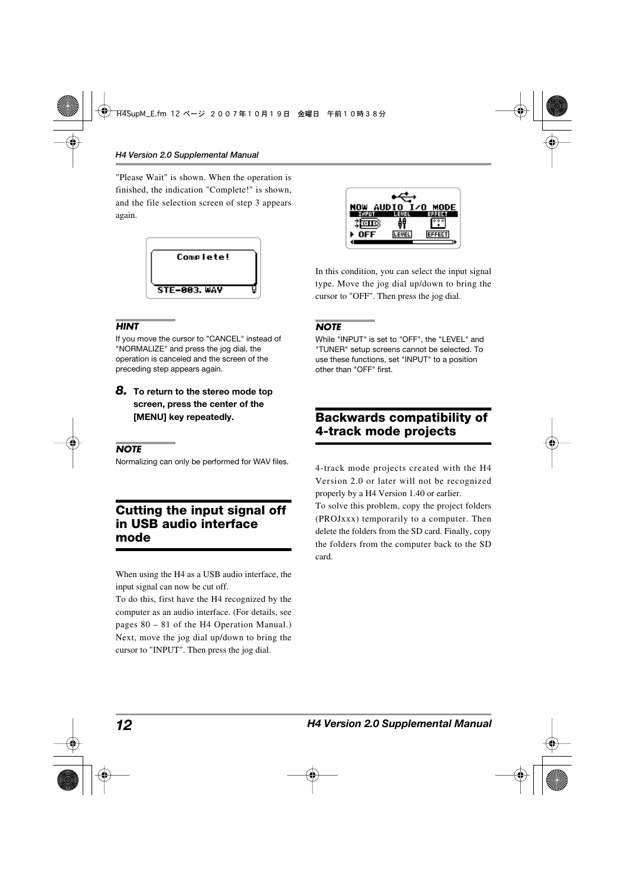"Please Wait" is shown. When the operation is finished, the indication "Complete!" is shown, and the file selection screen of step 3 appears again.

### HINT

If you move the cursor to "CANCEL" instead of "NORMALIZE" and press the jog dial, the operation is canceled and the screen of the preceding step appears again.

**8. To return to the stereo mode top screen, press the center of the [MENU] key repeatedly.**

### NOTE

Normalizing can only be performed for WAV files.

## Cutting the input signal off in USB audio interface mode

When using the H4 as a USB audio interface, the input signal can now be cut off.

To do this, first have the H4 recognized by the computer as an audio interface. (For details, see pages 80 – 81 of the H4 Operation Manual.) Next, move the jog dial up/down to bring the cursor to "INPUT". Then press the jog dial.

In this condition, you can select the input signal type. Move the jog dial up/down to bring the cursor to "OFF". Then press the jog dial.

### NOTE

While "INPUT" is set to "OFF", the "LEVEL" and "TUNER" setup screens cannot be selected. To use these functions, set "INPUT" to a position other than "OFF" first.

## Backwards compatibility of 4-track mode projects

4-track mode projects created with the H4 Version 2.0 or later will not be recognized properly by a H4 Version 1.40 or earlier.

To solve this problem, copy the project folders (PROJxxx) temporarily to a computer. Then delete the folders from the SD card. Finally, copy the folders from the computer back to the SD card.